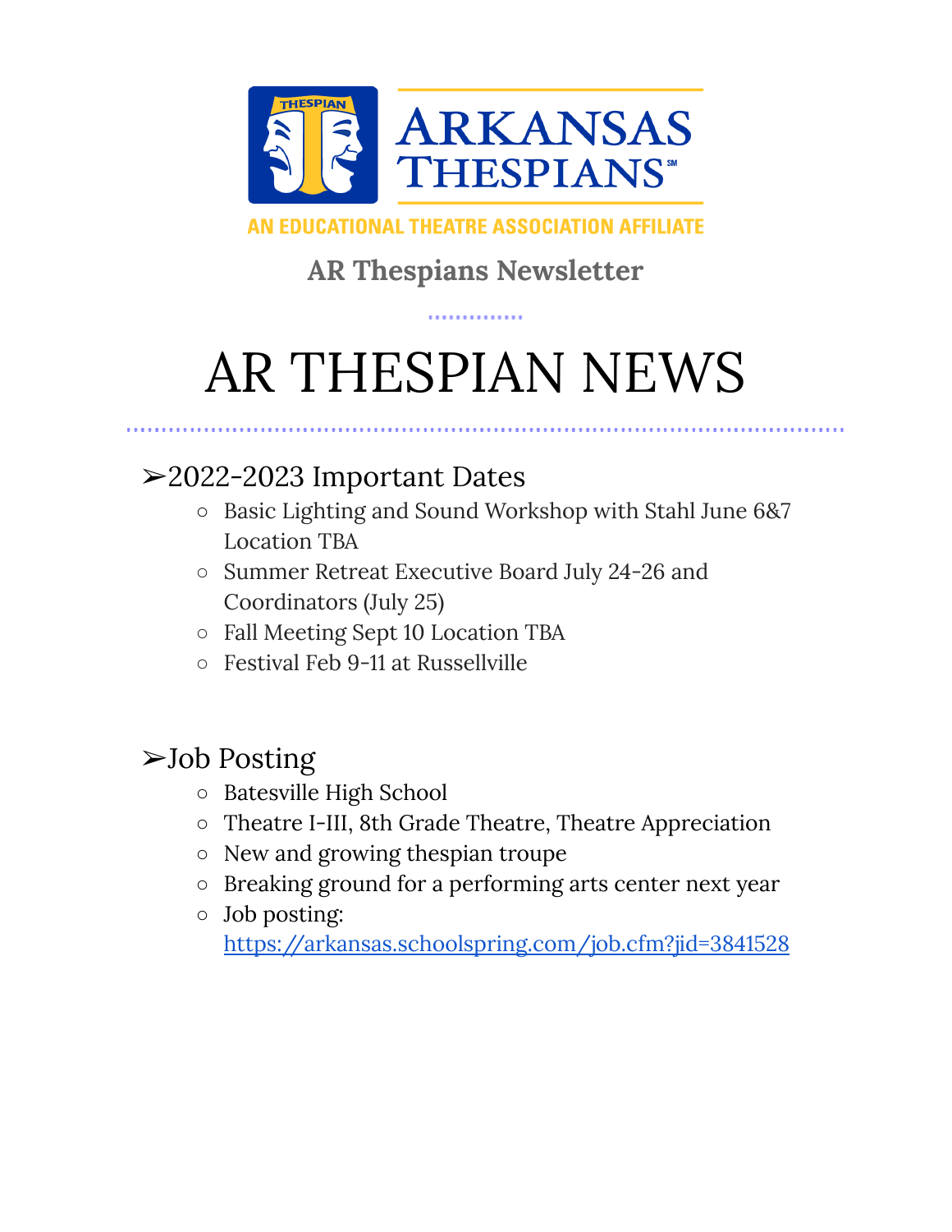ARKANSAS THESPIANS

AN EDUCATIONAL THEATRE ASSOCIATION AFFILIATE

## AR Thespians Newsletter

# AR THESPIAN NEWS

## ➢2022-2023 Important Dates

- Basic Lighting and Sound Workshop with Stahl June 6&7 Location TBA
- Summer Retreat Executive Board July 24-26 and Coordinators (July 25)
- Fall Meeting Sept 10 Location TBA
- Festival Feb 9-11 at Russellville

## ➢Job Posting

- Batesville High School
- Theatre I-III, 8th Grade Theatre, Theatre Appreciation
- New and growing thespian troupe
- Breaking ground for a performing arts center next year
- Job posting: https://arkansas.schoolspring.com/job.cfm?jid=3841528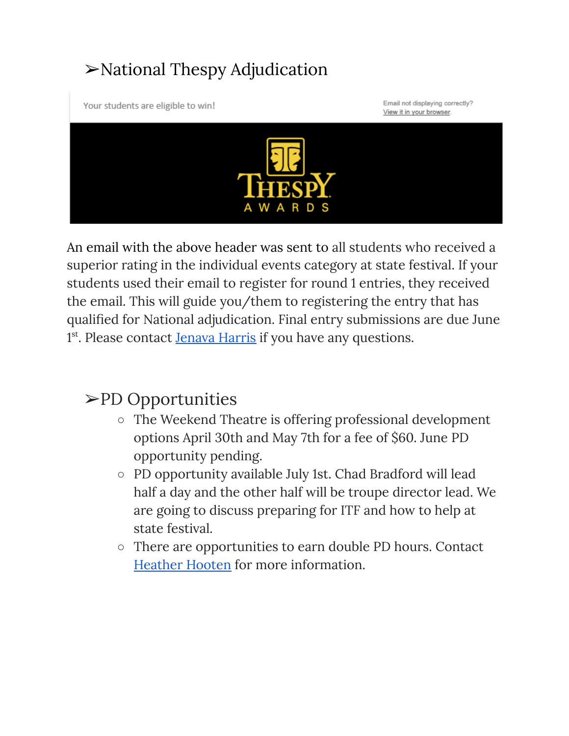## ➢National Thespy Adjudication

Your students are eligible to win!

Email not displaying correctly?
View it in your browser.

THESPY AWARDS

An email with the above header was sent to all students who received a superior rating in the individual events category at state festival. If your students used their email to register for round 1 entries, they received the email. This will guide you/them to registering the entry that has qualified for National adjudication. Final entry submissions are due June 1st. Please contact Jenava Harris if you have any questions.

## ➢PD Opportunities

- The Weekend Theatre is offering professional development options April 30th and May 7th for a fee of $60. June PD opportunity pending.
- PD opportunity available July 1st. Chad Bradford will lead half a day and the other half will be troupe director lead. We are going to discuss preparing for ITF and how to help at state festival.
- There are opportunities to earn double PD hours. Contact Heather Hooten for more information.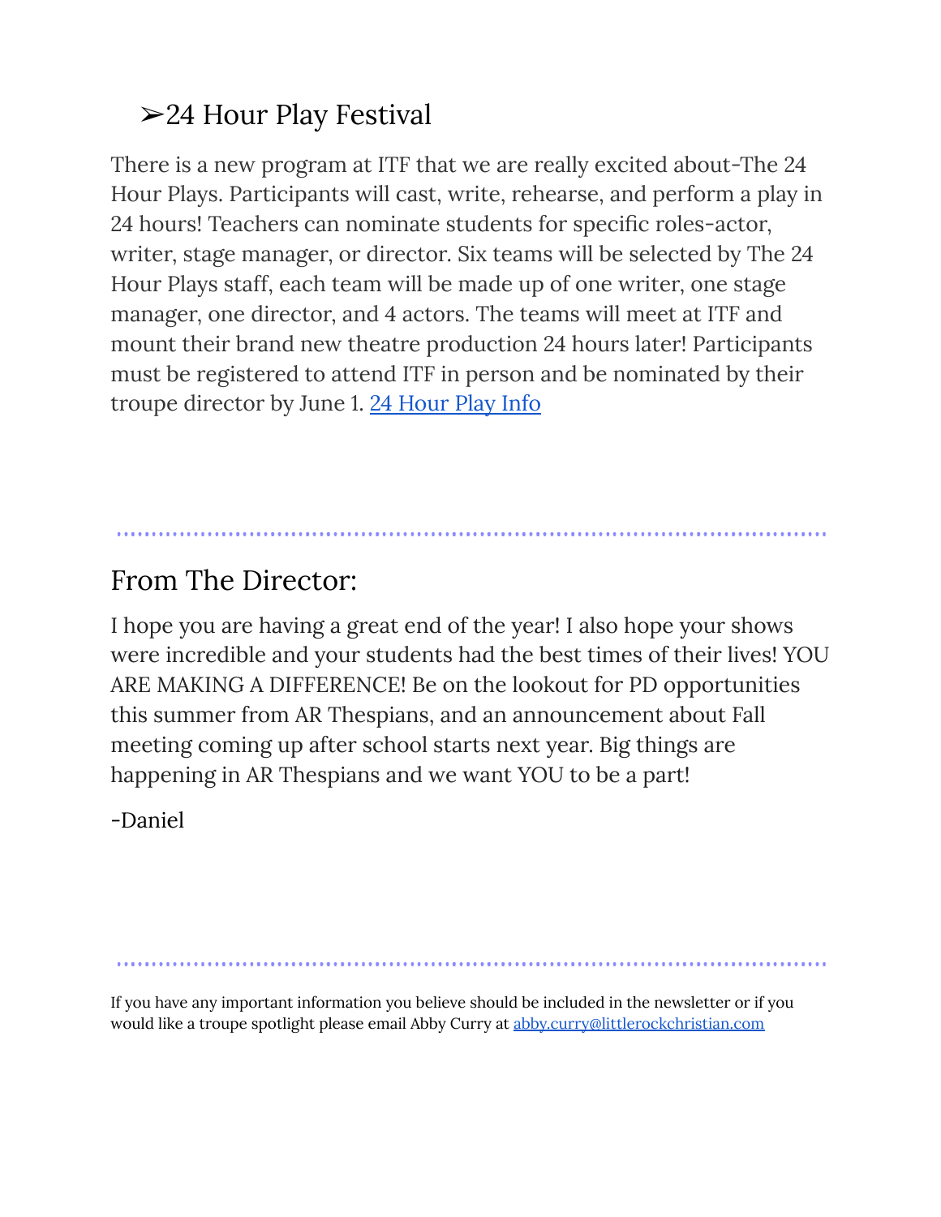## ➢24 Hour Play Festival

There is a new program at ITF that we are really excited about-The 24 Hour Plays. Participants will cast, write, rehearse, and perform a play in 24 hours! Teachers can nominate students for specific roles-actor, writer, stage manager, or director. Six teams will be selected by The 24 Hour Plays staff, each team will be made up of one writer, one stage manager, one director, and 4 actors. The teams will meet at ITF and mount their brand new theatre production 24 hours later! Participants must be registered to attend ITF in person and be nominated by their troupe director by June 1. [24 Hour Play Info]

---

## From The Director:

I hope you are having a great end of the year! I also hope your shows were incredible and your students had the best times of their lives! YOU ARE MAKING A DIFFERENCE! Be on the lookout for PD opportunities this summer from AR Thespians, and an announcement about Fall meeting coming up after school starts next year. Big things are happening in AR Thespians and we want YOU to be a part!

-Daniel

---

If you have any important information you believe should be included in the newsletter or if you would like a troupe spotlight please email Abby Curry at abby.curry@littlerockchristian.com